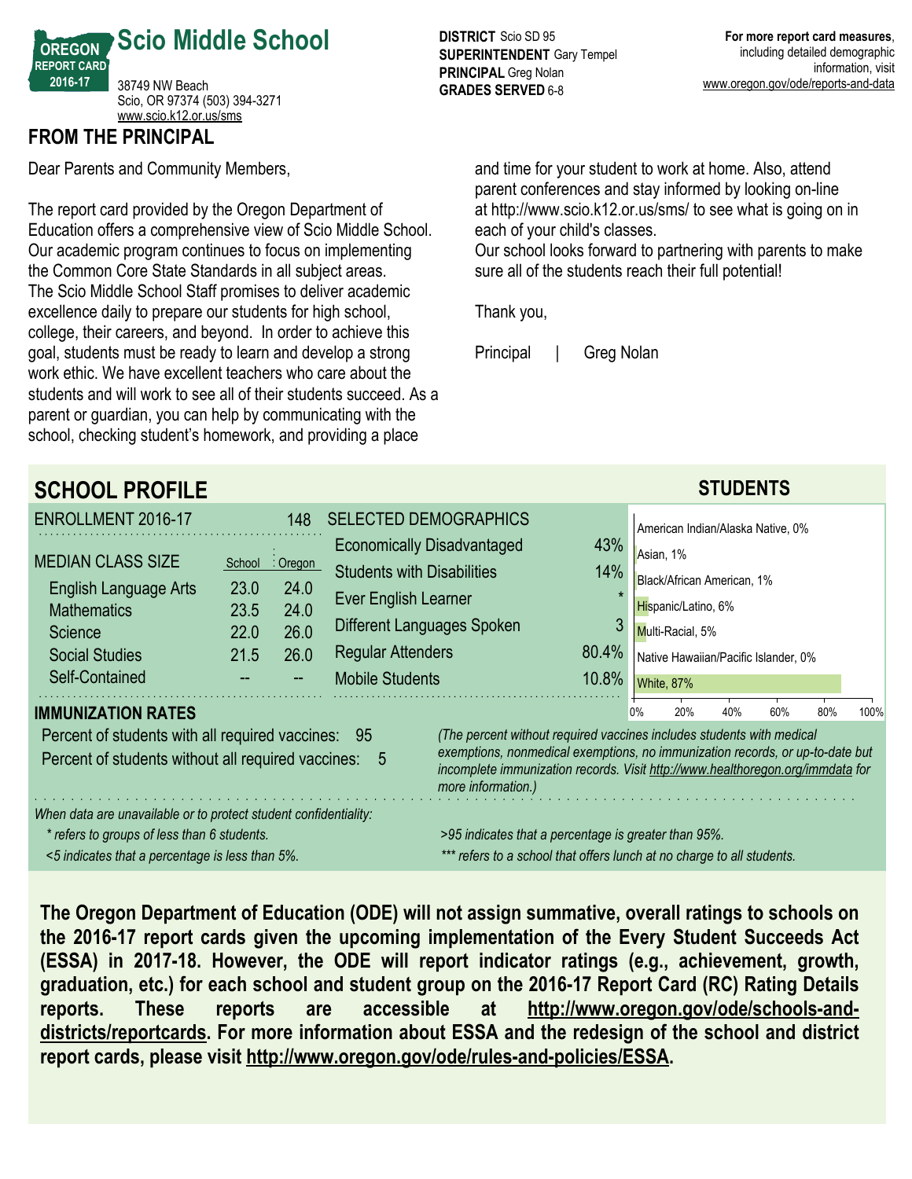# Scio Middle School

OREGON REPORT CARD 2016-17

38749 NW Beach
Scio, OR 97374 (503) 394-3271
www.scio.k12.or.us/sms

**DISTRICT** Scio SD 95
**SUPERINTENDENT** Gary Tempel
**PRINCIPAL** Greg Nolan
**GRADES SERVED** 6-8

**For more report card measures**, including detailed demographic information, visit www.oregon.gov/ode/reports-and-data

## FROM THE PRINCIPAL

Dear Parents and Community Members,

The report card provided by the Oregon Department of Education offers a comprehensive view of Scio Middle School. Our academic program continues to focus on implementing the Common Core State Standards in all subject areas. The Scio Middle School Staff promises to deliver academic excellence daily to prepare our students for high school, college, their careers, and beyond. In order to achieve this goal, students must be ready to learn and develop a strong work ethic. We have excellent teachers who care about the students and will work to see all of their students succeed. As a parent or guardian, you can help by communicating with the school, checking student's homework, and providing a place and time for your student to work at home. Also, attend parent conferences and stay informed by looking on-line at http://www.scio.k12.or.us/sms/ to see what is going on in each of your child's classes.
Our school looks forward to partnering with parents to make sure all of the students reach their full potential!

Thank you,

Principal | Greg Nolan

## SCHOOL PROFILE

**ENROLLMENT 2016-17**: 148

| MEDIAN CLASS SIZE | School | Oregon |
|---|---|---|
| English Language Arts | 23.0 | 24.0 |
| Mathematics | 23.5 | 24.0 |
| Science | 22.0 | 26.0 |
| Social Studies | 21.5 | 26.0 |
| Self-Contained | -- | -- |

| SELECTED DEMOGRAPHICS | |
|---|---|
| Economically Disadvantaged | 43% |
| Students with Disabilities | 14% |
| Ever English Learner | * |
| Different Languages Spoken | 3 |
| Regular Attenders | 80.4% |
| Mobile Students | 10.8% |

### STUDENTS

| Race/Ethnicity | Percent |
|---|---|
| American Indian/Alaska Native | 0% |
| Asian | 1% |
| Black/African American | 1% |
| Hispanic/Latino | 6% |
| Multi-Racial | 5% |
| Native Hawaiian/Pacific Islander | 0% |
| White | 87% |

### IMMUNIZATION RATES

Percent of students with all required vaccines: 95

Percent of students without all required vaccines: 5

*(The percent without required vaccines includes students with medical exemptions, nonmedical exemptions, no immunization records, or up-to-date but incomplete immunization records. Visit http://www.healthoregon.org/immdata for more information.)*

*When data are unavailable or to protect student confidentiality:*
- *\* refers to groups of less than 6 students.*
- *<5 indicates that a percentage is less than 5%.*
- *>95 indicates that a percentage is greater than 95%.*
- *\*\*\* refers to a school that offers lunch at no charge to all students.*

**The Oregon Department of Education (ODE) will not assign summative, overall ratings to schools on the 2016-17 report cards given the upcoming implementation of the Every Student Succeeds Act (ESSA) in 2017-18. However, the ODE will report indicator ratings (e.g., achievement, growth, graduation, etc.) for each school and student group on the 2016-17 Report Card (RC) Rating Details reports. These reports are accessible at http://www.oregon.gov/ode/schools-and-districts/reportcards. For more information about ESSA and the redesign of the school and district report cards, please visit http://www.oregon.gov/ode/rules-and-policies/ESSA.**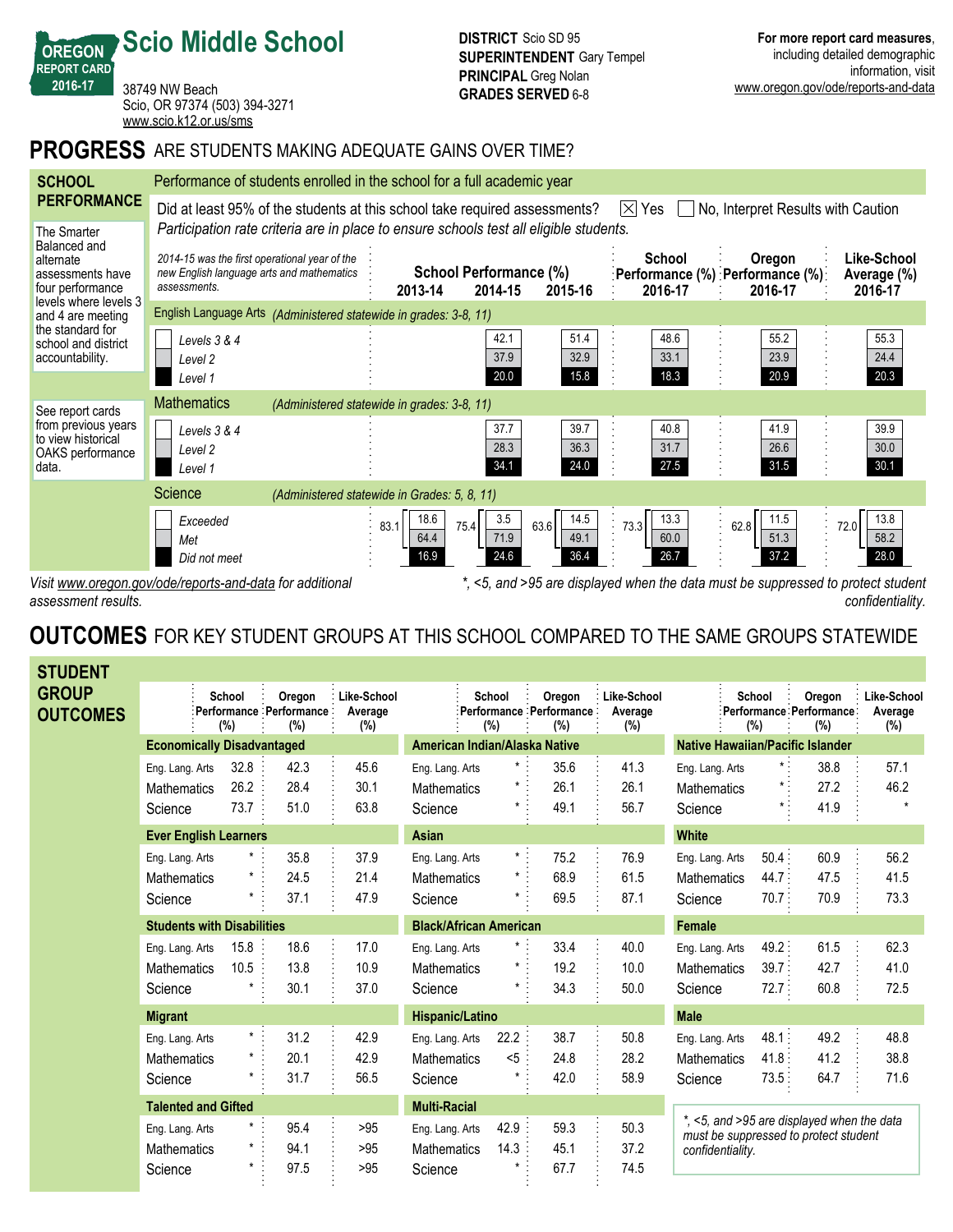# Scio Middle School

OREGON REPORT CARD 2016-17

38749 NW Beach
Scio, OR 97374 (503) 394-3271
www.scio.k12.or.us/sms

**DISTRICT** Scio SD 95
**SUPERINTENDENT** Gary Tempel
**PRINCIPAL** Greg Nolan
**GRADES SERVED** 6-8

**For more report card measures**, including detailed demographic information, visit www.oregon.gov/ode/reports-and-data

## PROGRESS ARE STUDENTS MAKING ADEQUATE GAINS OVER TIME?

### SCHOOL PERFORMANCE

Performance of students enrolled in the school for a full academic year

Did at least 95% of the students at this school take required assessments? ☒ Yes ☐ No, Interpret Results with Caution

*Participation rate criteria are in place to ensure schools test all eligible students.*

The Smarter Balanced and alternate assessments have four performance levels where levels 3 and 4 are meeting the standard for school and district accountability.

See report cards from previous years to view historical OAKS performance data.

*2014-15 was the first operational year of the new English language arts and mathematics assessments.*

| | School Performance (%) 2013-14 | 2014-15 | 2015-16 | School Performance (%) 2016-17 | Oregon Performance (%) 2016-17 | Like-School Average (%) 2016-17 |
|---|---|---|---|---|---|---|
| **English Language Arts** *(Administered statewide in grades: 3-8, 11)* | | | | | | |
| Levels 3 & 4 | | 42.1 | 51.4 | 48.6 | 55.2 | 55.3 |
| Level 2 | | 37.9 | 32.9 | 33.1 | 23.9 | 24.4 |
| Level 1 | | 20.0 | 15.8 | 18.3 | 20.9 | 20.3 |
| **Mathematics** *(Administered statewide in grades: 3-8, 11)* | | | | | | |
| Levels 3 & 4 | | 37.7 | 39.7 | 40.8 | 41.9 | 39.9 |
| Level 2 | | 28.3 | 36.3 | 31.7 | 26.6 | 30.0 |
| Level 1 | | 34.1 | 24.0 | 27.5 | 31.5 | 30.1 |
| **Science** *(Administered statewide in Grades: 5, 8, 11)* | | | | | | |
| Exceeded + Met | 83.1 | 75.4 | 63.6 | 73.3 | 62.8 | 72.0 |
| Exceeded | 18.6 | 3.5 | 14.5 | 13.3 | 11.5 | 13.8 |
| Met | 64.4 | 71.9 | 49.1 | 60.0 | 51.3 | 58.2 |
| Did not meet | 16.9 | 24.6 | 36.4 | 26.7 | 37.2 | 28.0 |

*Visit www.oregon.gov/ode/reports-and-data for additional assessment results.*

*\*, <5, and >95 are displayed when the data must be suppressed to protect student confidentiality.*

## OUTCOMES FOR KEY STUDENT GROUPS AT THIS SCHOOL COMPARED TO THE SAME GROUPS STATEWIDE

### STUDENT GROUP OUTCOMES

| Group | Subject | School Performance (%) | Oregon Performance (%) | Like-School Average (%) |
|---|---|---|---|---|
| **Economically Disadvantaged** | Eng. Lang. Arts | 32.8 | 42.3 | 45.6 |
| | Mathematics | 26.2 | 28.4 | 30.1 |
| | Science | 73.7 | 51.0 | 63.8 |
| **Ever English Learners** | Eng. Lang. Arts | * | 35.8 | 37.9 |
| | Mathematics | * | 24.5 | 21.4 |
| | Science | * | 37.1 | 47.9 |
| **Students with Disabilities** | Eng. Lang. Arts | 15.8 | 18.6 | 17.0 |
| | Mathematics | 10.5 | 13.8 | 10.9 |
| | Science | * | 30.1 | 37.0 |
| **Migrant** | Eng. Lang. Arts | * | 31.2 | 42.9 |
| | Mathematics | * | 20.1 | 42.9 |
| | Science | * | 31.7 | 56.5 |
| **Talented and Gifted** | Eng. Lang. Arts | * | 95.4 | >95 |
| | Mathematics | * | 94.1 | >95 |
| | Science | * | 97.5 | >95 |
| **American Indian/Alaska Native** | Eng. Lang. Arts | * | 35.6 | 41.3 |
| | Mathematics | * | 26.1 | 26.1 |
| | Science | * | 49.1 | 56.7 |
| **Asian** | Eng. Lang. Arts | * | 75.2 | 76.9 |
| | Mathematics | * | 68.9 | 61.5 |
| | Science | * | 69.5 | 87.1 |
| **Black/African American** | Eng. Lang. Arts | * | 33.4 | 40.0 |
| | Mathematics | * | 19.2 | 10.0 |
| | Science | * | 34.3 | 50.0 |
| **Hispanic/Latino** | Eng. Lang. Arts | 22.2 | 38.7 | 50.8 |
| | Mathematics | <5 | 24.8 | 28.2 |
| | Science | * | 42.0 | 58.9 |
| **Multi-Racial** | Eng. Lang. Arts | 42.9 | 59.3 | 50.3 |
| | Mathematics | 14.3 | 45.1 | 37.2 |
| | Science | * | 67.7 | 74.5 |
| **Native Hawaiian/Pacific Islander** | Eng. Lang. Arts | * | 38.8 | 57.1 |
| | Mathematics | * | 27.2 | 46.2 |
| | Science | * | 41.9 | * |
| **White** | Eng. Lang. Arts | 50.4 | 60.9 | 56.2 |
| | Mathematics | 44.7 | 47.5 | 41.5 |
| | Science | 70.7 | 70.9 | 73.3 |
| **Female** | Eng. Lang. Arts | 49.2 | 61.5 | 62.3 |
| | Mathematics | 39.7 | 42.7 | 41.0 |
| | Science | 72.7 | 60.8 | 72.5 |
| **Male** | Eng. Lang. Arts | 48.1 | 49.2 | 48.8 |
| | Mathematics | 41.8 | 41.2 | 38.8 |
| | Science | 73.5 | 64.7 | 71.6 |

*\*, <5, and >95 are displayed when the data must be suppressed to protect student confidentiality.*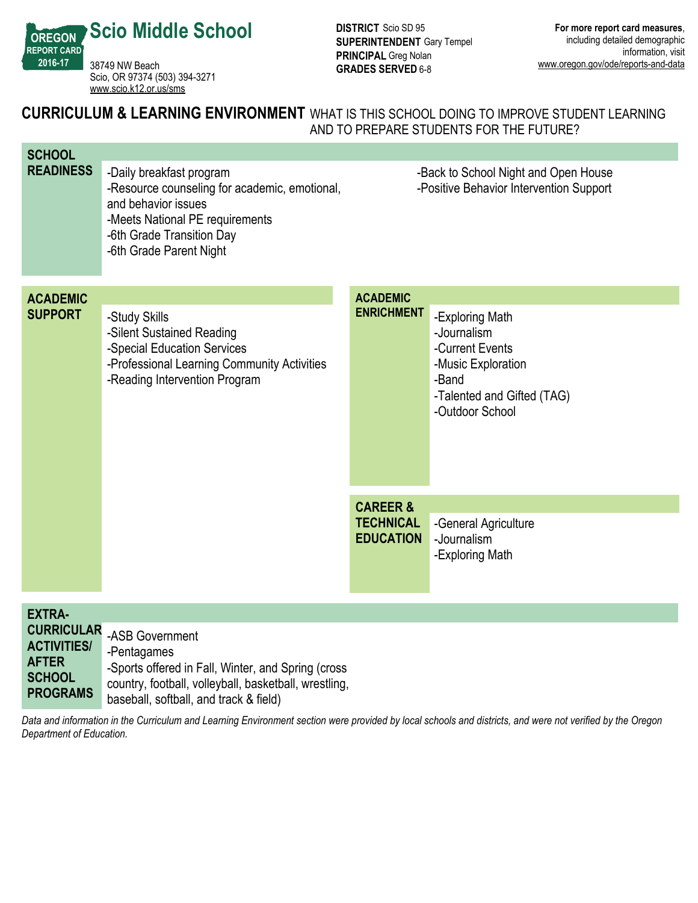**OREGON REPORT CARD 2016-17**

# Scio Middle School

38749 NW Beach
Scio, OR 97374 (503) 394-3271
www.scio.k12.or.us/sms

**DISTRICT** Scio SD 95
**SUPERINTENDENT** Gary Tempel
**PRINCIPAL** Greg Nolan
**GRADES SERVED** 6-8

**For more report card measures**, including detailed demographic information, visit www.oregon.gov/ode/reports-and-data

## CURRICULUM & LEARNING ENVIRONMENT

WHAT IS THIS SCHOOL DOING TO IMPROVE STUDENT LEARNING AND TO PREPARE STUDENTS FOR THE FUTURE?

### SCHOOL READINESS

-Daily breakfast program
-Resource counseling for academic, emotional, and behavior issues
-Meets National PE requirements
-6th Grade Transition Day
-6th Grade Parent Night
-Back to School Night and Open House
-Positive Behavior Intervention Support

### ACADEMIC SUPPORT

-Study Skills
-Silent Sustained Reading
-Special Education Services
-Professional Learning Community Activities
-Reading Intervention Program

### ACADEMIC ENRICHMENT

-Exploring Math
-Journalism
-Current Events
-Music Exploration
-Band
-Talented and Gifted (TAG)
-Outdoor School

### CAREER & TECHNICAL EDUCATION

-General Agriculture
-Journalism
-Exploring Math

### EXTRA-CURRICULAR ACTIVITIES/ AFTER SCHOOL PROGRAMS

-ASB Government
-Pentagames
-Sports offered in Fall, Winter, and Spring (cross country, football, volleyball, basketball, wrestling, baseball, softball, and track & field)

*Data and information in the Curriculum and Learning Environment section were provided by local schools and districts, and were not verified by the Oregon Department of Education.*